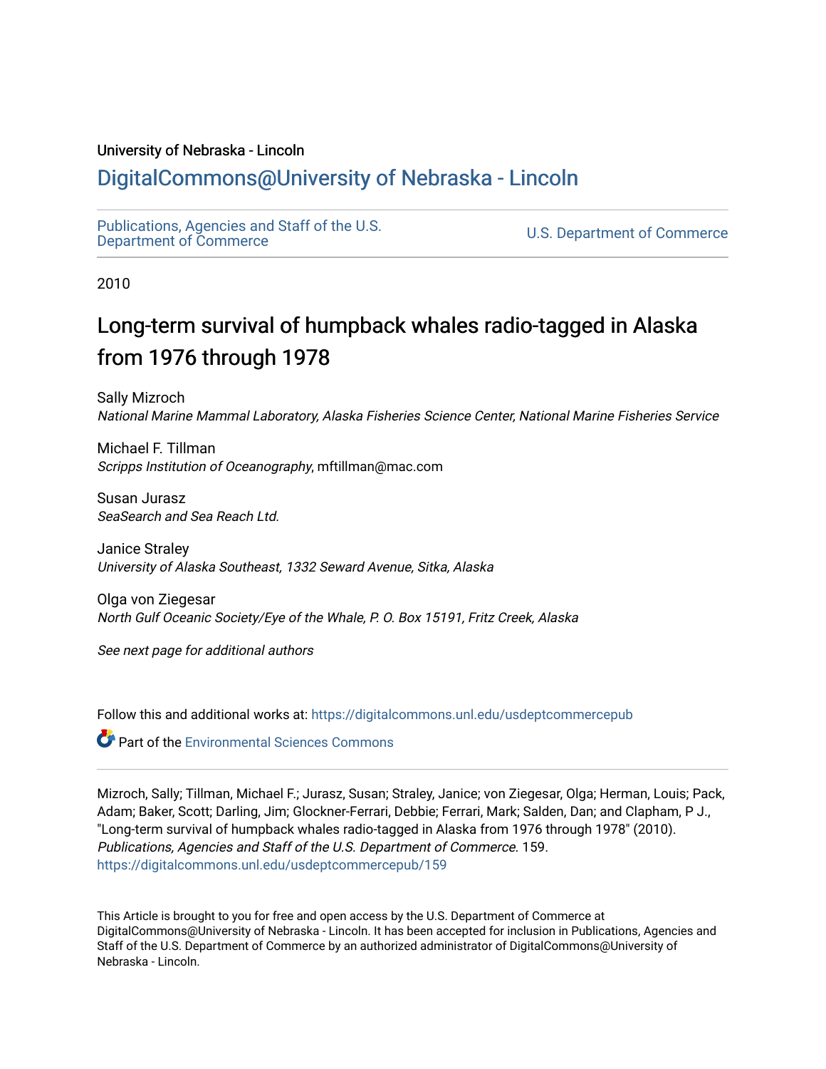University of Nebraska - Lincoln

## DigitalCommons@University of Nebraska - Lincoln

Publications, Agencies and Staff of the U.S. Department of Commerce

U.S. Department of Commerce

2010

# Long-term survival of humpback whales radio-tagged in Alaska from 1976 through 1978

Sally Mizroch
*National Marine Mammal Laboratory, Alaska Fisheries Science Center, National Marine Fisheries Service*

Michael F. Tillman
*Scripps Institution of Oceanography*, mftillman@mac.com

Susan Jurasz
*SeaSearch and Sea Reach Ltd.*

Janice Straley
*University of Alaska Southeast, 1332 Seward Avenue, Sitka, Alaska*

Olga von Ziegesar
*North Gulf Oceanic Society/Eye of the Whale, P. O. Box 15191, Fritz Creek, Alaska*

*See next page for additional authors*

Follow this and additional works at: https://digitalcommons.unl.edu/usdeptcommercepub

Part of the Environmental Sciences Commons

Mizroch, Sally; Tillman, Michael F.; Jurasz, Susan; Straley, Janice; von Ziegesar, Olga; Herman, Louis; Pack, Adam; Baker, Scott; Darling, Jim; Glockner-Ferrari, Debbie; Ferrari, Mark; Salden, Dan; and Clapham, P J., "Long-term survival of humpback whales radio-tagged in Alaska from 1976 through 1978" (2010). *Publications, Agencies and Staff of the U.S. Department of Commerce*. 159.
https://digitalcommons.unl.edu/usdeptcommercepub/159

This Article is brought to you for free and open access by the U.S. Department of Commerce at DigitalCommons@University of Nebraska - Lincoln. It has been accepted for inclusion in Publications, Agencies and Staff of the U.S. Department of Commerce by an authorized administrator of DigitalCommons@University of Nebraska - Lincoln.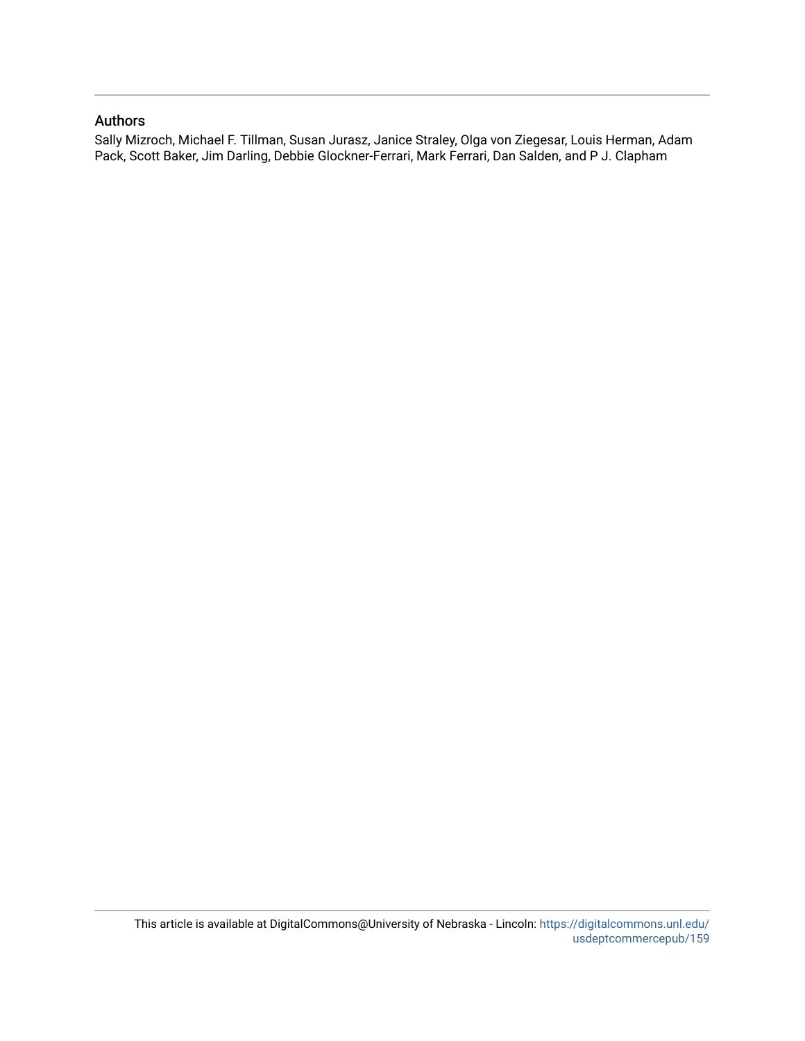## Authors

Sally Mizroch, Michael F. Tillman, Susan Jurasz, Janice Straley, Olga von Ziegesar, Louis Herman, Adam Pack, Scott Baker, Jim Darling, Debbie Glockner-Ferrari, Mark Ferrari, Dan Salden, and P J. Clapham

This article is available at DigitalCommons@University of Nebraska - Lincoln: https://digitalcommons.unl.edu/usdeptcommercepub/159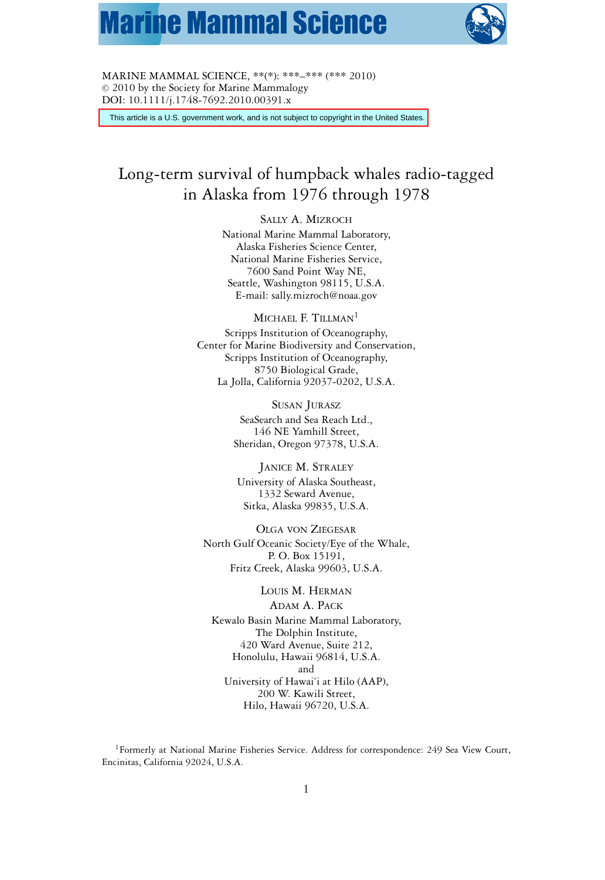MARINE MAMMAL SCIENCE, **(*): ***–*** (*** 2010)
© 2010 by the Society for Marine Mammalogy
DOI: 10.1111/j.1748-7692.2010.00391.x

This article is a U.S. government work, and is not subject to copyright in the United States.

# Long-term survival of humpback whales radio-tagged in Alaska from 1976 through 1978

SALLY A. MIZROCH

National Marine Mammal Laboratory,
Alaska Fisheries Science Center,
National Marine Fisheries Service,
7600 Sand Point Way NE,
Seattle, Washington 98115, U.S.A.
E-mail: sally.mizroch@noaa.gov

MICHAEL F. TILLMAN[1]

Scripps Institution of Oceanography,
Center for Marine Biodiversity and Conservation,
Scripps Institution of Oceanography,
8750 Biological Grade,
La Jolla, California 92037-0202, U.S.A.

SUSAN JURASZ

SeaSearch and Sea Reach Ltd.,
146 NE Yamhill Street,
Sheridan, Oregon 97378, U.S.A.

JANICE M. STRALEY

University of Alaska Southeast,
1332 Seward Avenue,
Sitka, Alaska 99835, U.S.A.

OLGA VON ZIEGESAR

North Gulf Oceanic Society/Eye of the Whale,
P. O. Box 15191,
Fritz Creek, Alaska 99603, U.S.A.

LOUIS M. HERMAN
ADAM A. PACK

Kewalo Basin Marine Mammal Laboratory,
The Dolphin Institute,
420 Ward Avenue, Suite 212,
Honolulu, Hawaii 96814, U.S.A.
and
University of Hawai'i at Hilo (AAP),
200 W. Kawili Street,
Hilo, Hawaii 96720, U.S.A.

[1]Formerly at National Marine Fisheries Service. Address for correspondence: 249 Sea View Court, Encinitas, California 92024, U.S.A.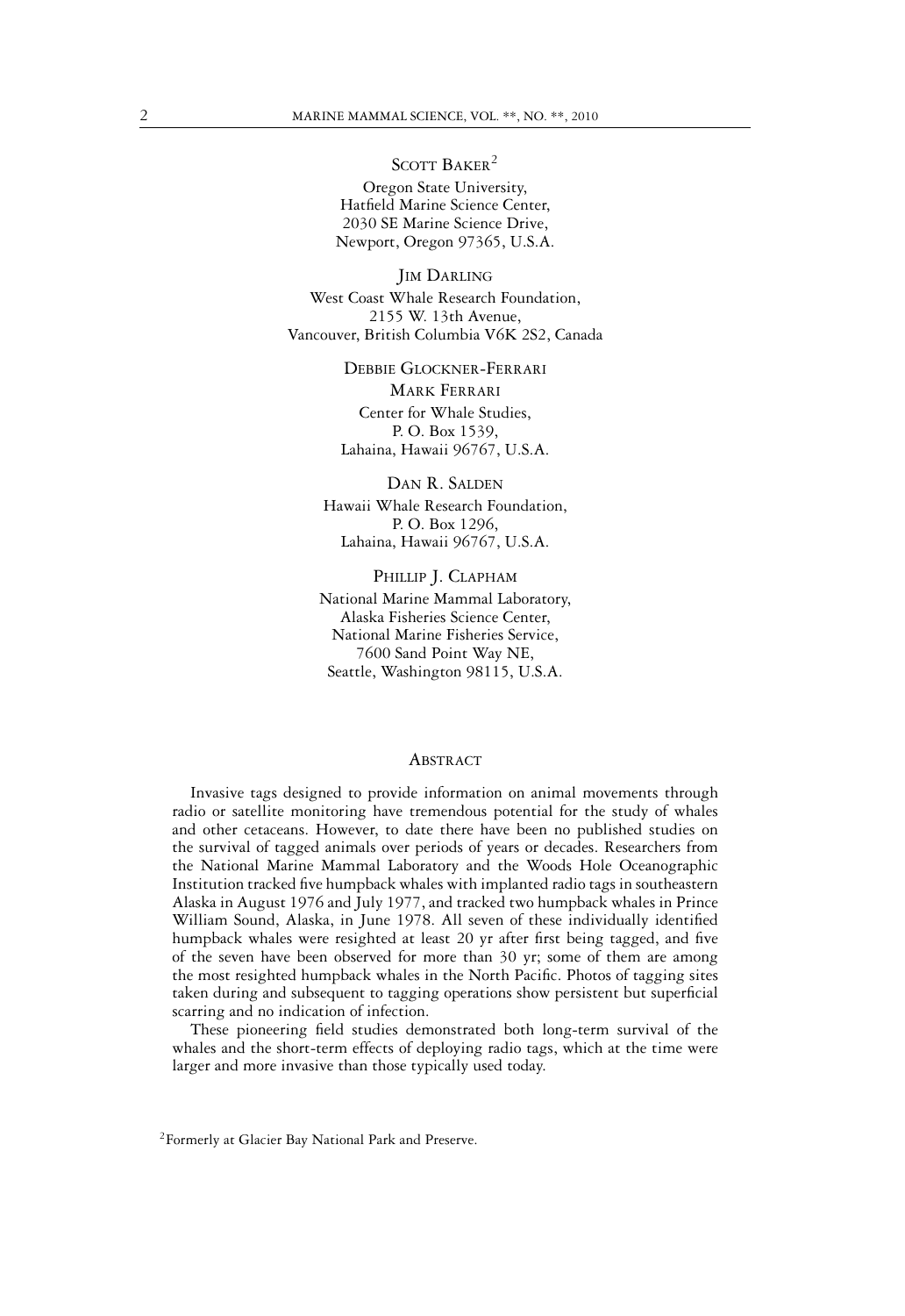Scott Baker[2]

Oregon State University,
Hatfield Marine Science Center,
2030 SE Marine Science Drive,
Newport, Oregon 97365, U.S.A.

Jim Darling

West Coast Whale Research Foundation,
2155 W. 13th Avenue,
Vancouver, British Columbia V6K 2S2, Canada

Debbie Glockner-Ferrari

Mark Ferrari

Center for Whale Studies,
P. O. Box 1539,
Lahaina, Hawaii 96767, U.S.A.

Dan R. Salden

Hawaii Whale Research Foundation,
P. O. Box 1296,
Lahaina, Hawaii 96767, U.S.A.

Phillip J. Clapham

National Marine Mammal Laboratory,
Alaska Fisheries Science Center,
National Marine Fisheries Service,
7600 Sand Point Way NE,
Seattle, Washington 98115, U.S.A.

## Abstract

Invasive tags designed to provide information on animal movements through radio or satellite monitoring have tremendous potential for the study of whales and other cetaceans. However, to date there have been no published studies on the survival of tagged animals over periods of years or decades. Researchers from the National Marine Mammal Laboratory and the Woods Hole Oceanographic Institution tracked five humpback whales with implanted radio tags in southeastern Alaska in August 1976 and July 1977, and tracked two humpback whales in Prince William Sound, Alaska, in June 1978. All seven of these individually identified humpback whales were resighted at least 20 yr after first being tagged, and five of the seven have been observed for more than 30 yr; some of them are among the most resighted humpback whales in the North Pacific. Photos of tagging sites taken during and subsequent to tagging operations show persistent but superficial scarring and no indication of infection.

These pioneering field studies demonstrated both long-term survival of the whales and the short-term effects of deploying radio tags, which at the time were larger and more invasive than those typically used today.

[2]Formerly at Glacier Bay National Park and Preserve.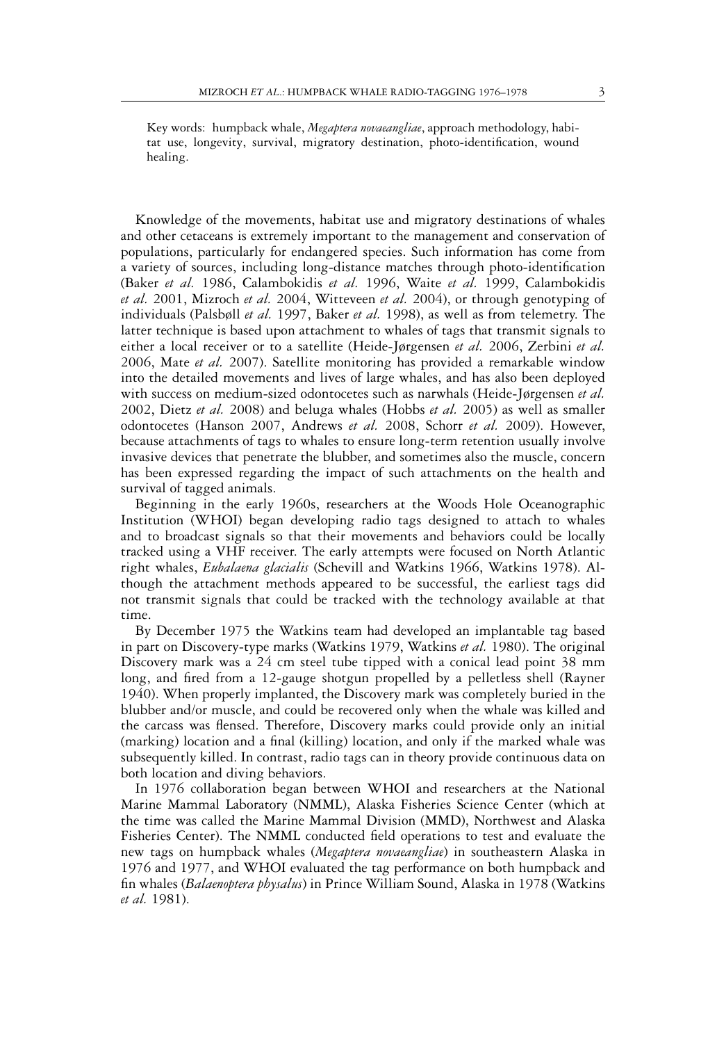Key words: humpback whale, *Megaptera novaeangliae*, approach methodology, habitat use, longevity, survival, migratory destination, photo-identification, wound healing.

Knowledge of the movements, habitat use and migratory destinations of whales and other cetaceans is extremely important to the management and conservation of populations, particularly for endangered species. Such information has come from a variety of sources, including long-distance matches through photo-identification (Baker *et al.* 1986, Calambokidis *et al.* 1996, Waite *et al.* 1999, Calambokidis *et al.* 2001, Mizroch *et al.* 2004, Witteveen *et al.* 2004), or through genotyping of individuals (Palsbøll *et al.* 1997, Baker *et al.* 1998), as well as from telemetry. The latter technique is based upon attachment to whales of tags that transmit signals to either a local receiver or to a satellite (Heide-Jørgensen *et al.* 2006, Zerbini *et al.* 2006, Mate *et al.* 2007). Satellite monitoring has provided a remarkable window into the detailed movements and lives of large whales, and has also been deployed with success on medium-sized odontocetes such as narwhals (Heide-Jørgensen *et al.* 2002, Dietz *et al.* 2008) and beluga whales (Hobbs *et al.* 2005) as well as smaller odontocetes (Hanson 2007, Andrews *et al.* 2008, Schorr *et al.* 2009). However, because attachments of tags to whales to ensure long-term retention usually involve invasive devices that penetrate the blubber, and sometimes also the muscle, concern has been expressed regarding the impact of such attachments on the health and survival of tagged animals.

Beginning in the early 1960s, researchers at the Woods Hole Oceanographic Institution (WHOI) began developing radio tags designed to attach to whales and to broadcast signals so that their movements and behaviors could be locally tracked using a VHF receiver. The early attempts were focused on North Atlantic right whales, *Eubalaena glacialis* (Schevill and Watkins 1966, Watkins 1978). Although the attachment methods appeared to be successful, the earliest tags did not transmit signals that could be tracked with the technology available at that time.

By December 1975 the Watkins team had developed an implantable tag based in part on Discovery-type marks (Watkins 1979, Watkins *et al.* 1980). The original Discovery mark was a 24 cm steel tube tipped with a conical lead point 38 mm long, and fired from a 12-gauge shotgun propelled by a pelletless shell (Rayner 1940). When properly implanted, the Discovery mark was completely buried in the blubber and/or muscle, and could be recovered only when the whale was killed and the carcass was flensed. Therefore, Discovery marks could provide only an initial (marking) location and a final (killing) location, and only if the marked whale was subsequently killed. In contrast, radio tags can in theory provide continuous data on both location and diving behaviors.

In 1976 collaboration began between WHOI and researchers at the National Marine Mammal Laboratory (NMML), Alaska Fisheries Science Center (which at the time was called the Marine Mammal Division (MMD), Northwest and Alaska Fisheries Center). The NMML conducted field operations to test and evaluate the new tags on humpback whales (*Megaptera novaeangliae*) in southeastern Alaska in 1976 and 1977, and WHOI evaluated the tag performance on both humpback and fin whales (*Balaenoptera physalus*) in Prince William Sound, Alaska in 1978 (Watkins *et al.* 1981).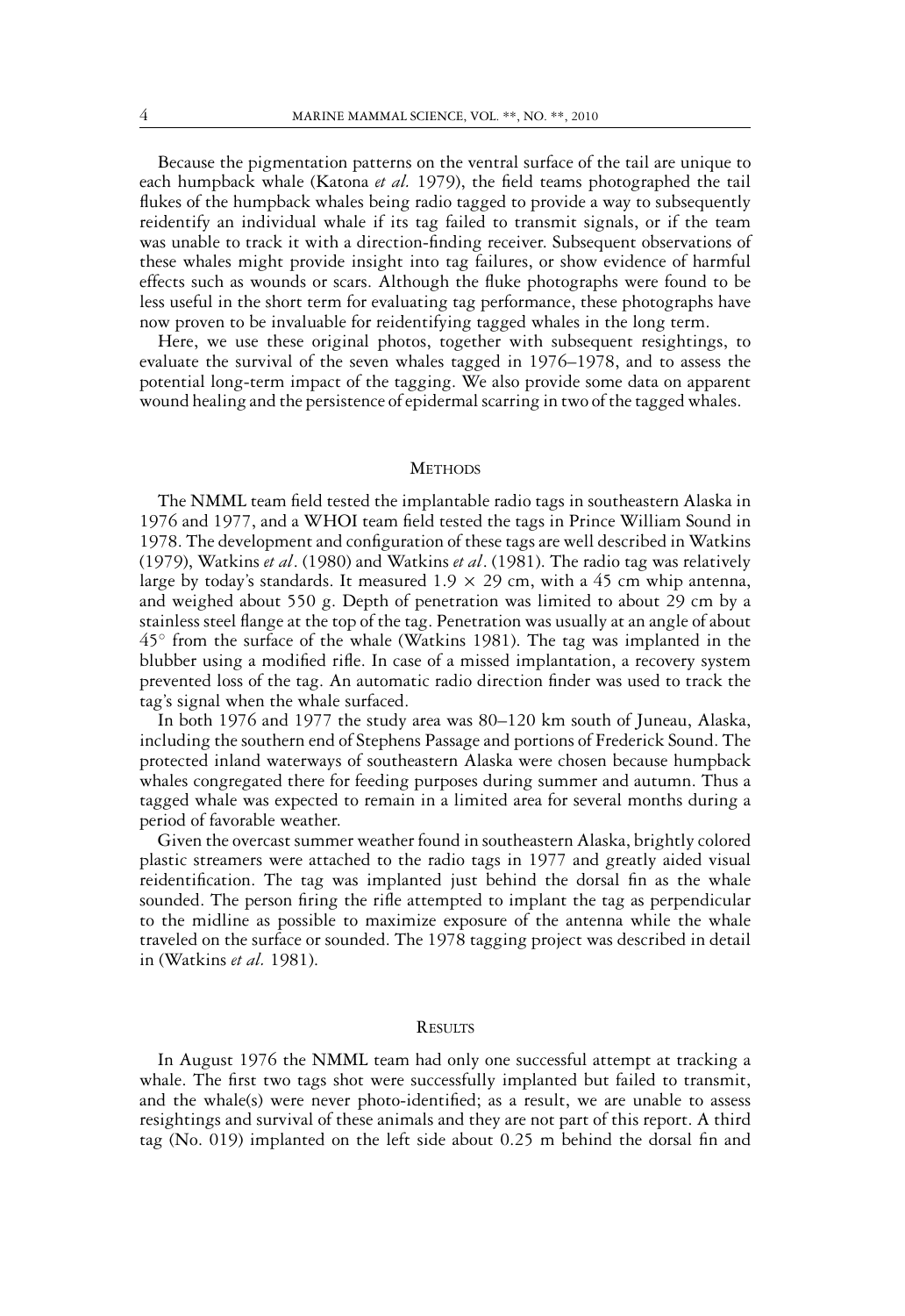Because the pigmentation patterns on the ventral surface of the tail are unique to each humpback whale (Katona *et al.* 1979), the field teams photographed the tail flukes of the humpback whales being radio tagged to provide a way to subsequently reidentify an individual whale if its tag failed to transmit signals, or if the team was unable to track it with a direction-finding receiver. Subsequent observations of these whales might provide insight into tag failures, or show evidence of harmful effects such as wounds or scars. Although the fluke photographs were found to be less useful in the short term for evaluating tag performance, these photographs have now proven to be invaluable for reidentifying tagged whales in the long term.

Here, we use these original photos, together with subsequent resightings, to evaluate the survival of the seven whales tagged in 1976–1978, and to assess the potential long-term impact of the tagging. We also provide some data on apparent wound healing and the persistence of epidermal scarring in two of the tagged whales.

## Methods

The NMML team field tested the implantable radio tags in southeastern Alaska in 1976 and 1977, and a WHOI team field tested the tags in Prince William Sound in 1978. The development and configuration of these tags are well described in Watkins (1979), Watkins *et al*. (1980) and Watkins *et al*. (1981). The radio tag was relatively large by today's standards. It measured $1.9 \times 29$ cm, with a 45 cm whip antenna, and weighed about 550 g. Depth of penetration was limited to about 29 cm by a stainless steel flange at the top of the tag. Penetration was usually at an angle of about $45^{\circ}$ from the surface of the whale (Watkins 1981). The tag was implanted in the blubber using a modified rifle. In case of a missed implantation, a recovery system prevented loss of the tag. An automatic radio direction finder was used to track the tag's signal when the whale surfaced.

In both 1976 and 1977 the study area was 80–120 km south of Juneau, Alaska, including the southern end of Stephens Passage and portions of Frederick Sound. The protected inland waterways of southeastern Alaska were chosen because humpback whales congregated there for feeding purposes during summer and autumn. Thus a tagged whale was expected to remain in a limited area for several months during a period of favorable weather.

Given the overcast summer weather found in southeastern Alaska, brightly colored plastic streamers were attached to the radio tags in 1977 and greatly aided visual reidentification. The tag was implanted just behind the dorsal fin as the whale sounded. The person firing the rifle attempted to implant the tag as perpendicular to the midline as possible to maximize exposure of the antenna while the whale traveled on the surface or sounded. The 1978 tagging project was described in detail in (Watkins *et al.* 1981).

## Results

In August 1976 the NMML team had only one successful attempt at tracking a whale. The first two tags shot were successfully implanted but failed to transmit, and the whale(s) were never photo-identified; as a result, we are unable to assess resightings and survival of these animals and they are not part of this report. A third tag (No. 019) implanted on the left side about 0.25 m behind the dorsal fin and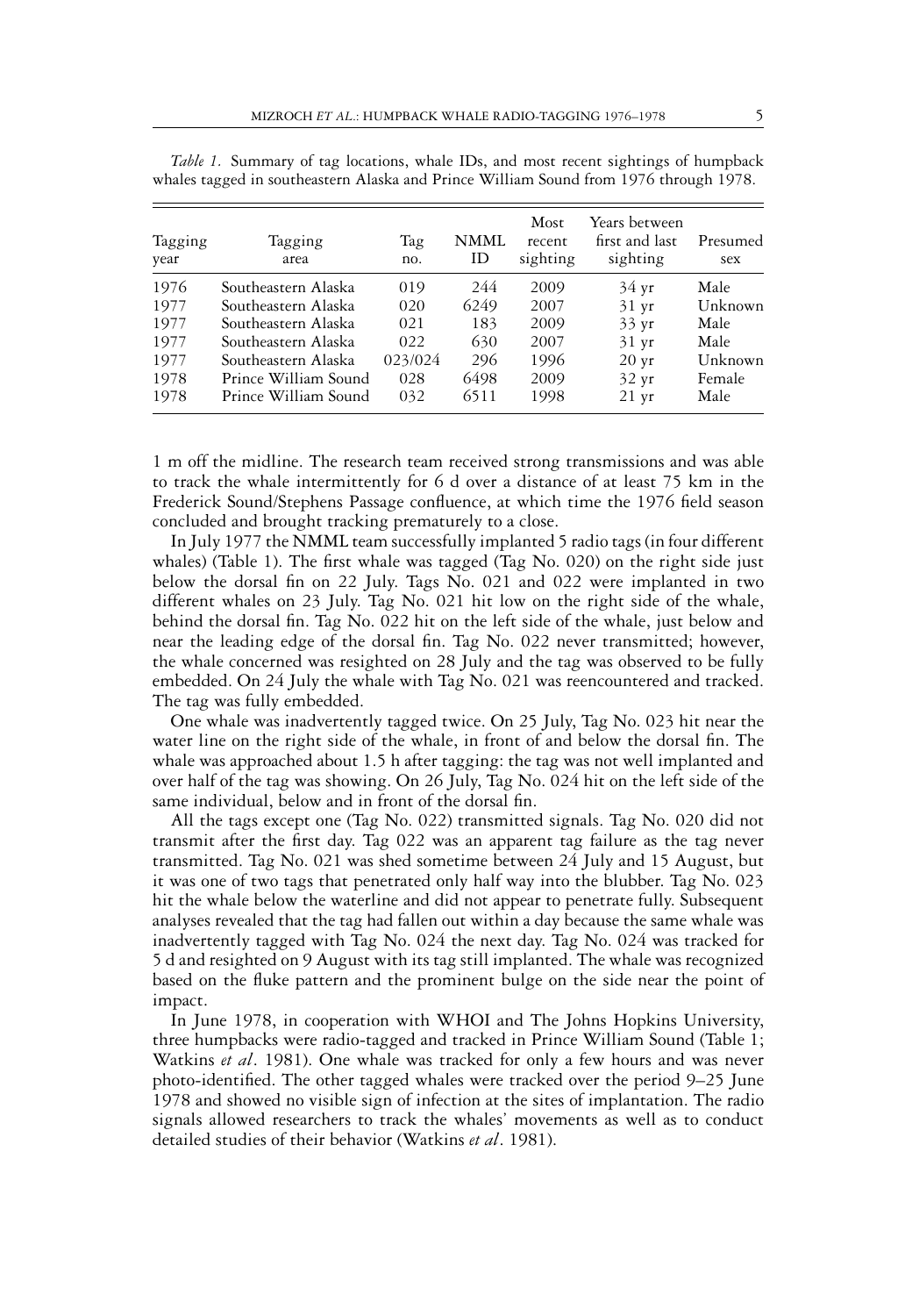*Table 1.* Summary of tag locations, whale IDs, and most recent sightings of humpback whales tagged in southeastern Alaska and Prince William Sound from 1976 through 1978.

| Tagging year | Tagging area | Tag no. | NMML ID | Most recent sighting | Years between first and last sighting | Presumed sex |
|---|---|---|---|---|---|---|
| 1976 | Southeastern Alaska | 019 | 244 | 2009 | 34 yr | Male |
| 1977 | Southeastern Alaska | 020 | 6249 | 2007 | 31 yr | Unknown |
| 1977 | Southeastern Alaska | 021 | 183 | 2009 | 33 yr | Male |
| 1977 | Southeastern Alaska | 022 | 630 | 2007 | 31 yr | Male |
| 1977 | Southeastern Alaska | 023/024 | 296 | 1996 | 20 yr | Unknown |
| 1978 | Prince William Sound | 028 | 6498 | 2009 | 32 yr | Female |
| 1978 | Prince William Sound | 032 | 6511 | 1998 | 21 yr | Male |

1 m off the midline. The research team received strong transmissions and was able to track the whale intermittently for 6 d over a distance of at least 75 km in the Frederick Sound/Stephens Passage confluence, at which time the 1976 field season concluded and brought tracking prematurely to a close.

In July 1977 the NMML team successfully implanted 5 radio tags (in four different whales) (Table 1). The first whale was tagged (Tag No. 020) on the right side just below the dorsal fin on 22 July. Tags No. 021 and 022 were implanted in two different whales on 23 July. Tag No. 021 hit low on the right side of the whale, behind the dorsal fin. Tag No. 022 hit on the left side of the whale, just below and near the leading edge of the dorsal fin. Tag No. 022 never transmitted; however, the whale concerned was resighted on 28 July and the tag was observed to be fully embedded. On 24 July the whale with Tag No. 021 was reencountered and tracked. The tag was fully embedded.

One whale was inadvertently tagged twice. On 25 July, Tag No. 023 hit near the water line on the right side of the whale, in front of and below the dorsal fin. The whale was approached about 1.5 h after tagging: the tag was not well implanted and over half of the tag was showing. On 26 July, Tag No. 024 hit on the left side of the same individual, below and in front of the dorsal fin.

All the tags except one (Tag No. 022) transmitted signals. Tag No. 020 did not transmit after the first day. Tag 022 was an apparent tag failure as the tag never transmitted. Tag No. 021 was shed sometime between 24 July and 15 August, but it was one of two tags that penetrated only half way into the blubber. Tag No. 023 hit the whale below the waterline and did not appear to penetrate fully. Subsequent analyses revealed that the tag had fallen out within a day because the same whale was inadvertently tagged with Tag No. 024 the next day. Tag No. 024 was tracked for 5 d and resighted on 9 August with its tag still implanted. The whale was recognized based on the fluke pattern and the prominent bulge on the side near the point of impact.

In June 1978, in cooperation with WHOI and The Johns Hopkins University, three humpbacks were radio-tagged and tracked in Prince William Sound (Table 1; Watkins *et al*. 1981). One whale was tracked for only a few hours and was never photo-identified. The other tagged whales were tracked over the period 9–25 June 1978 and showed no visible sign of infection at the sites of implantation. The radio signals allowed researchers to track the whales' movements as well as to conduct detailed studies of their behavior (Watkins *et al*. 1981).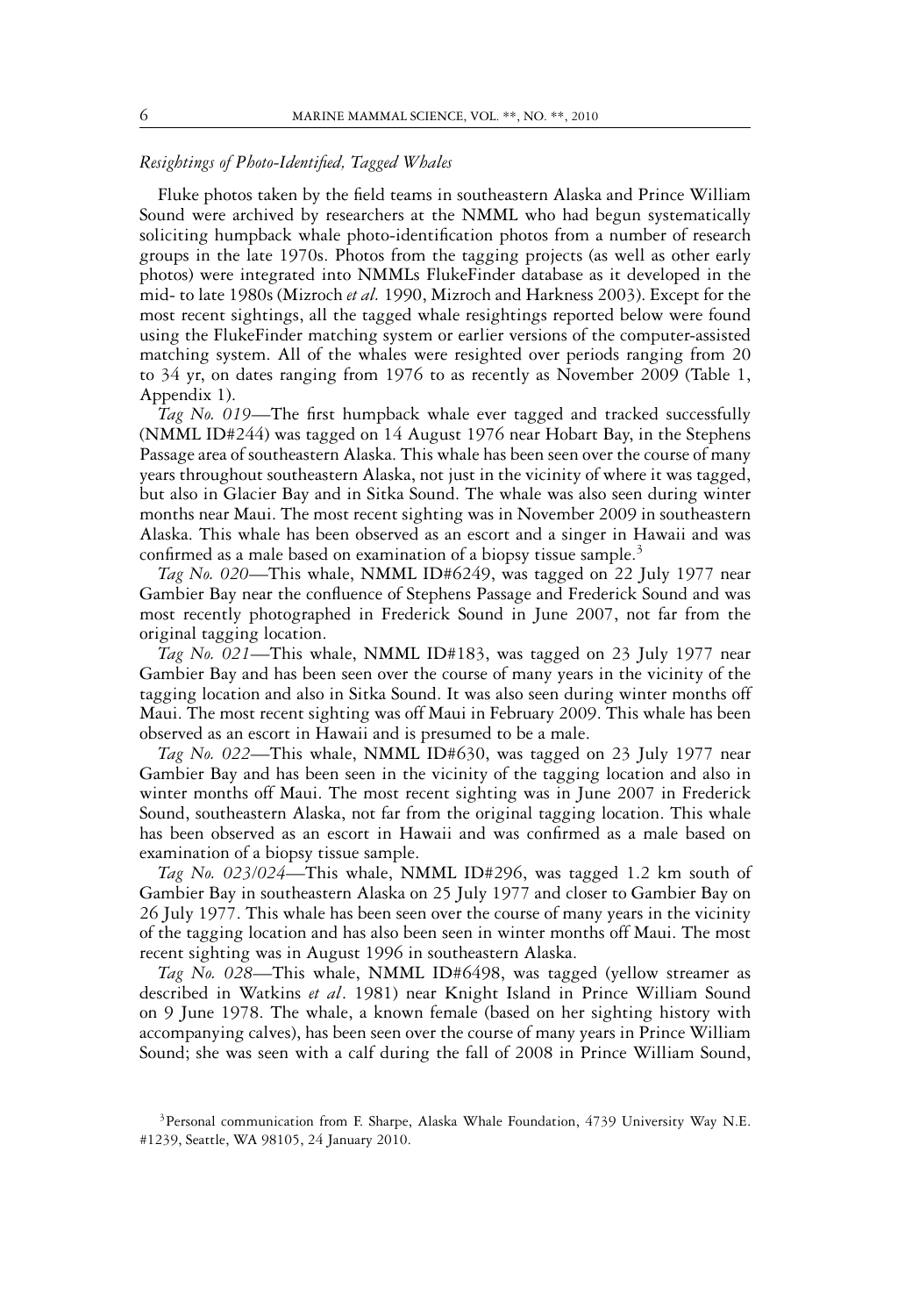*Resightings of Photo-Identified, Tagged Whales*

Fluke photos taken by the field teams in southeastern Alaska and Prince William Sound were archived by researchers at the NMML who had begun systematically soliciting humpback whale photo-identification photos from a number of research groups in the late 1970s. Photos from the tagging projects (as well as other early photos) were integrated into NMMLs FlukeFinder database as it developed in the mid- to late 1980s (Mizroch *et al.* 1990, Mizroch and Harkness 2003). Except for the most recent sightings, all the tagged whale resightings reported below were found using the FlukeFinder matching system or earlier versions of the computer-assisted matching system. All of the whales were resighted over periods ranging from 20 to 34 yr, on dates ranging from 1976 to as recently as November 2009 (Table 1, Appendix 1).

*Tag No. 019*—The first humpback whale ever tagged and tracked successfully (NMML ID#244) was tagged on 14 August 1976 near Hobart Bay, in the Stephens Passage area of southeastern Alaska. This whale has been seen over the course of many years throughout southeastern Alaska, not just in the vicinity of where it was tagged, but also in Glacier Bay and in Sitka Sound. The whale was also seen during winter months near Maui. The most recent sighting was in November 2009 in southeastern Alaska. This whale has been observed as an escort and a singer in Hawaii and was confirmed as a male based on examination of a biopsy tissue sample.[3]

*Tag No. 020*—This whale, NMML ID#6249, was tagged on 22 July 1977 near Gambier Bay near the confluence of Stephens Passage and Frederick Sound and was most recently photographed in Frederick Sound in June 2007, not far from the original tagging location.

*Tag No. 021*—This whale, NMML ID#183, was tagged on 23 July 1977 near Gambier Bay and has been seen over the course of many years in the vicinity of the tagging location and also in Sitka Sound. It was also seen during winter months off Maui. The most recent sighting was off Maui in February 2009. This whale has been observed as an escort in Hawaii and is presumed to be a male.

*Tag No. 022*—This whale, NMML ID#630, was tagged on 23 July 1977 near Gambier Bay and has been seen in the vicinity of the tagging location and also in winter months off Maui. The most recent sighting was in June 2007 in Frederick Sound, southeastern Alaska, not far from the original tagging location. This whale has been observed as an escort in Hawaii and was confirmed as a male based on examination of a biopsy tissue sample.

*Tag No. 023/024*—This whale, NMML ID#296, was tagged 1.2 km south of Gambier Bay in southeastern Alaska on 25 July 1977 and closer to Gambier Bay on 26 July 1977. This whale has been seen over the course of many years in the vicinity of the tagging location and has also been seen in winter months off Maui. The most recent sighting was in August 1996 in southeastern Alaska.

*Tag No. 028*—This whale, NMML ID#6498, was tagged (yellow streamer as described in Watkins *et al*. 1981) near Knight Island in Prince William Sound on 9 June 1978. The whale, a known female (based on her sighting history with accompanying calves), has been seen over the course of many years in Prince William Sound; she was seen with a calf during the fall of 2008 in Prince William Sound,

[3]Personal communication from F. Sharpe, Alaska Whale Foundation, 4739 University Way N.E. #1239, Seattle, WA 98105, 24 January 2010.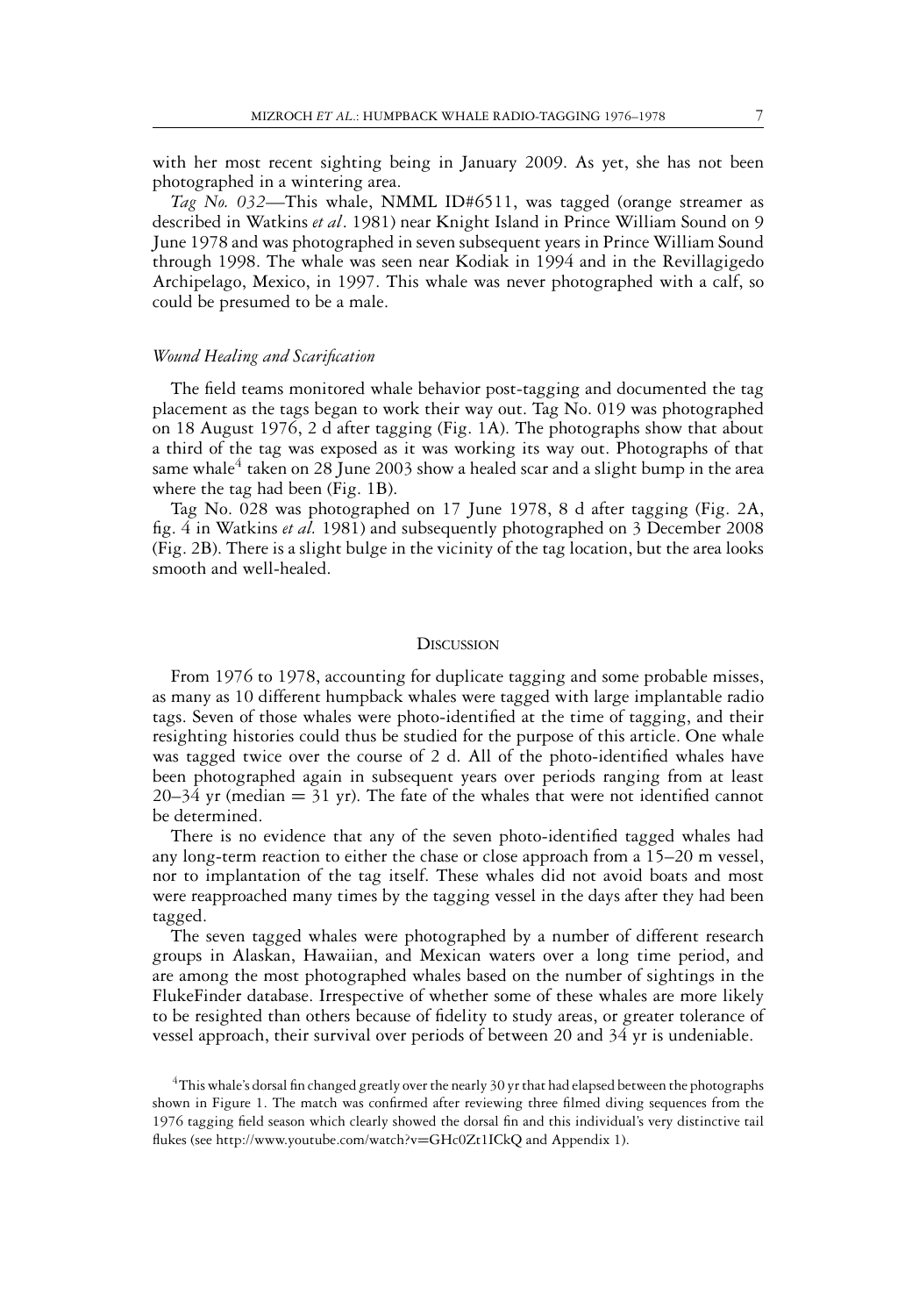with her most recent sighting being in January 2009. As yet, she has not been photographed in a wintering area.

*Tag No. 032*—This whale, NMML ID#6511, was tagged (orange streamer as described in Watkins *et al*. 1981) near Knight Island in Prince William Sound on 9 June 1978 and was photographed in seven subsequent years in Prince William Sound through 1998. The whale was seen near Kodiak in 1994 and in the Revillagigedo Archipelago, Mexico, in 1997. This whale was never photographed with a calf, so could be presumed to be a male.

### *Wound Healing and Scarification*

The field teams monitored whale behavior post-tagging and documented the tag placement as the tags began to work their way out. Tag No. 019 was photographed on 18 August 1976, 2 d after tagging (Fig. 1A). The photographs show that about a third of the tag was exposed as it was working its way out. Photographs of that same whale[4] taken on 28 June 2003 show a healed scar and a slight bump in the area where the tag had been (Fig. 1B).

Tag No. 028 was photographed on 17 June 1978, 8 d after tagging (Fig. 2A, fig. 4 in Watkins *et al.* 1981) and subsequently photographed on 3 December 2008 (Fig. 2B). There is a slight bulge in the vicinity of the tag location, but the area looks smooth and well-healed.

## Discussion

From 1976 to 1978, accounting for duplicate tagging and some probable misses, as many as 10 different humpback whales were tagged with large implantable radio tags. Seven of those whales were photo-identified at the time of tagging, and their resighting histories could thus be studied for the purpose of this article. One whale was tagged twice over the course of 2 d. All of the photo-identified whales have been photographed again in subsequent years over periods ranging from at least 20–34 yr (median = 31 yr). The fate of the whales that were not identified cannot be determined.

There is no evidence that any of the seven photo-identified tagged whales had any long-term reaction to either the chase or close approach from a 15–20 m vessel, nor to implantation of the tag itself. These whales did not avoid boats and most were reapproached many times by the tagging vessel in the days after they had been tagged.

The seven tagged whales were photographed by a number of different research groups in Alaskan, Hawaiian, and Mexican waters over a long time period, and are among the most photographed whales based on the number of sightings in the FlukeFinder database. Irrespective of whether some of these whales are more likely to be resighted than others because of fidelity to study areas, or greater tolerance of vessel approach, their survival over periods of between 20 and 34 yr is undeniable.

[4]This whale's dorsal fin changed greatly over the nearly 30 yr that had elapsed between the photographs shown in Figure 1. The match was confirmed after reviewing three filmed diving sequences from the 1976 tagging field season which clearly showed the dorsal fin and this individual's very distinctive tail flukes (see http://www.youtube.com/watch?v=GHc0Zt1ICkQ and Appendix 1).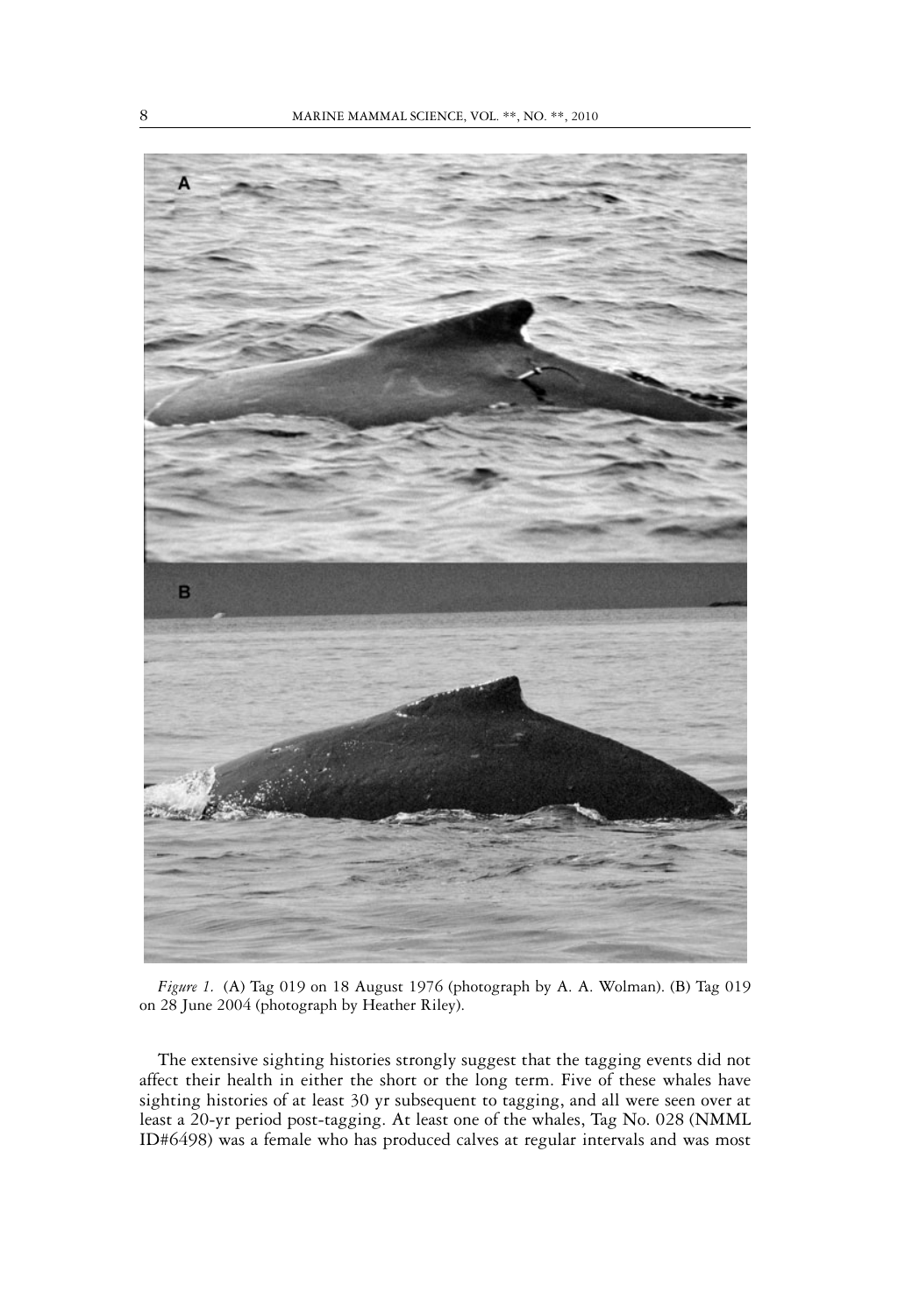*Figure 1.* (A) Tag 019 on 18 August 1976 (photograph by A. A. Wolman). (B) Tag 019 on 28 June 2004 (photograph by Heather Riley).

The extensive sighting histories strongly suggest that the tagging events did not affect their health in either the short or the long term. Five of these whales have sighting histories of at least 30 yr subsequent to tagging, and all were seen over at least a 20-yr period post-tagging. At least one of the whales, Tag No. 028 (NMML ID#6498) was a female who has produced calves at regular intervals and was most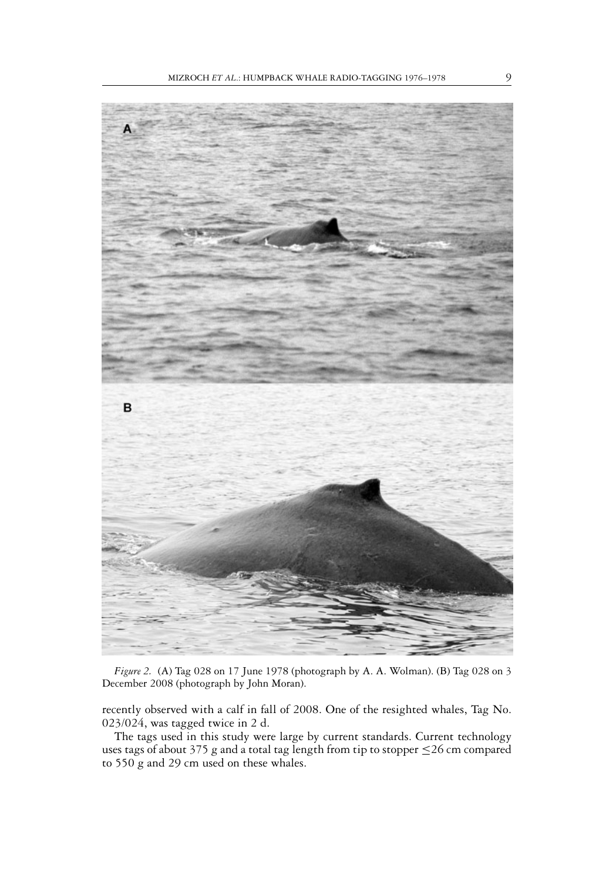*Figure 2.* (A) Tag 028 on 17 June 1978 (photograph by A. A. Wolman). (B) Tag 028 on 3 December 2008 (photograph by John Moran).

recently observed with a calf in fall of 2008. One of the resighted whales, Tag No. 023/024, was tagged twice in 2 d.

The tags used in this study were large by current standards. Current technology uses tags of about 375 g and a total tag length from tip to stopper $\leq$26 cm compared to 550 g and 29 cm used on these whales.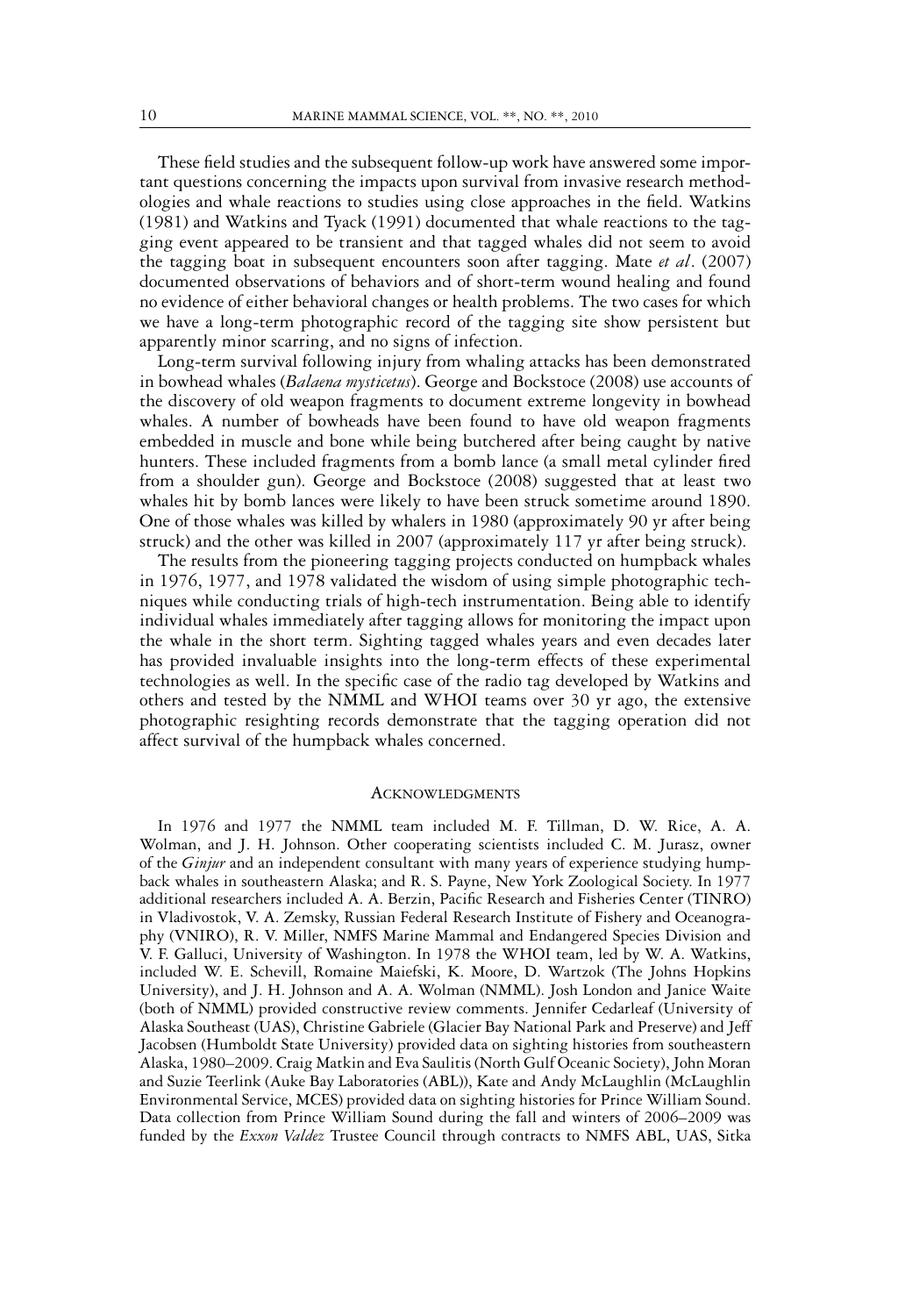These field studies and the subsequent follow-up work have answered some important questions concerning the impacts upon survival from invasive research methodologies and whale reactions to studies using close approaches in the field. Watkins (1981) and Watkins and Tyack (1991) documented that whale reactions to the tagging event appeared to be transient and that tagged whales did not seem to avoid the tagging boat in subsequent encounters soon after tagging. Mate *et al*. (2007) documented observations of behaviors and of short-term wound healing and found no evidence of either behavioral changes or health problems. The two cases for which we have a long-term photographic record of the tagging site show persistent but apparently minor scarring, and no signs of infection.

Long-term survival following injury from whaling attacks has been demonstrated in bowhead whales (*Balaena mysticetus*). George and Bockstoce (2008) use accounts of the discovery of old weapon fragments to document extreme longevity in bowhead whales. A number of bowheads have been found to have old weapon fragments embedded in muscle and bone while being butchered after being caught by native hunters. These included fragments from a bomb lance (a small metal cylinder fired from a shoulder gun). George and Bockstoce (2008) suggested that at least two whales hit by bomb lances were likely to have been struck sometime around 1890. One of those whales was killed by whalers in 1980 (approximately 90 yr after being struck) and the other was killed in 2007 (approximately 117 yr after being struck).

The results from the pioneering tagging projects conducted on humpback whales in 1976, 1977, and 1978 validated the wisdom of using simple photographic techniques while conducting trials of high-tech instrumentation. Being able to identify individual whales immediately after tagging allows for monitoring the impact upon the whale in the short term. Sighting tagged whales years and even decades later has provided invaluable insights into the long-term effects of these experimental technologies as well. In the specific case of the radio tag developed by Watkins and others and tested by the NMML and WHOI teams over 30 yr ago, the extensive photographic resighting records demonstrate that the tagging operation did not affect survival of the humpback whales concerned.

## Acknowledgments

In 1976 and 1977 the NMML team included M. F. Tillman, D. W. Rice, A. A. Wolman, and J. H. Johnson. Other cooperating scientists included C. M. Jurasz, owner of the *Ginjur* and an independent consultant with many years of experience studying humpback whales in southeastern Alaska; and R. S. Payne, New York Zoological Society. In 1977 additional researchers included A. A. Berzin, Pacific Research and Fisheries Center (TINRO) in Vladivostok, V. A. Zemsky, Russian Federal Research Institute of Fishery and Oceanography (VNIRO), R. V. Miller, NMFS Marine Mammal and Endangered Species Division and V. F. Galluci, University of Washington. In 1978 the WHOI team, led by W. A. Watkins, included W. E. Schevill, Romaine Maiefski, K. Moore, D. Wartzok (The Johns Hopkins University), and J. H. Johnson and A. A. Wolman (NMML). Josh London and Janice Waite (both of NMML) provided constructive review comments. Jennifer Cedarleaf (University of Alaska Southeast (UAS), Christine Gabriele (Glacier Bay National Park and Preserve) and Jeff Jacobsen (Humboldt State University) provided data on sighting histories from southeastern Alaska, 1980–2009. Craig Matkin and Eva Saulitis (North Gulf Oceanic Society), John Moran and Suzie Teerlink (Auke Bay Laboratories (ABL)), Kate and Andy McLaughlin (McLaughlin Environmental Service, MCES) provided data on sighting histories for Prince William Sound. Data collection from Prince William Sound during the fall and winters of 2006–2009 was funded by the *Exxon Valdez* Trustee Council through contracts to NMFS ABL, UAS, Sitka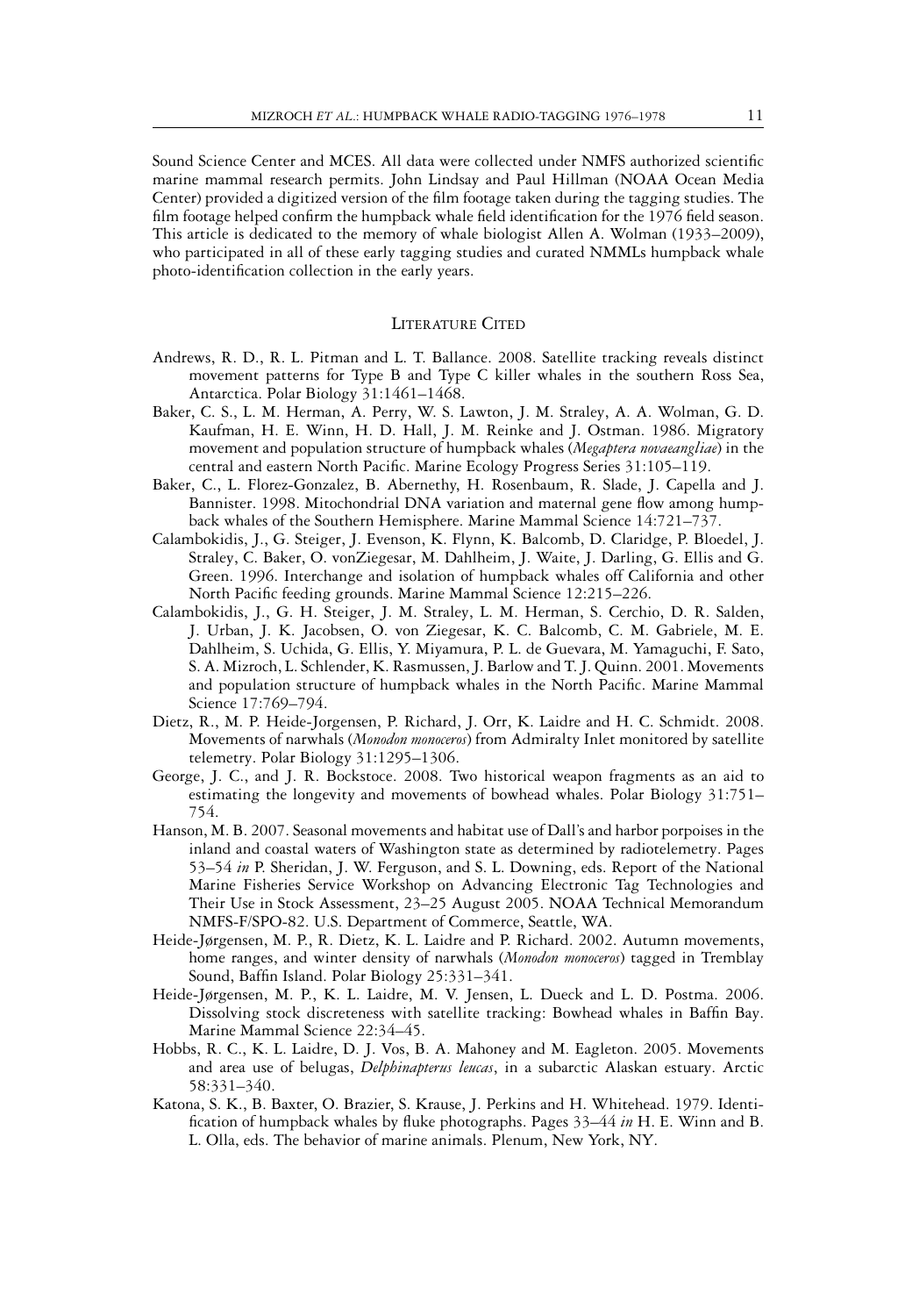Sound Science Center and MCES. All data were collected under NMFS authorized scientific marine mammal research permits. John Lindsay and Paul Hillman (NOAA Ocean Media Center) provided a digitized version of the film footage taken during the tagging studies. The film footage helped confirm the humpback whale field identification for the 1976 field season. This article is dedicated to the memory of whale biologist Allen A. Wolman (1933–2009), who participated in all of these early tagging studies and curated NMMLs humpback whale photo-identification collection in the early years.

## Literature Cited

Andrews, R. D., R. L. Pitman and L. T. Ballance. 2008. Satellite tracking reveals distinct movement patterns for Type B and Type C killer whales in the southern Ross Sea, Antarctica. Polar Biology 31:1461–1468.

Baker, C. S., L. M. Herman, A. Perry, W. S. Lawton, J. M. Straley, A. A. Wolman, G. D. Kaufman, H. E. Winn, H. D. Hall, J. M. Reinke and J. Ostman. 1986. Migratory movement and population structure of humpback whales (*Megaptera novaeangliae*) in the central and eastern North Pacific. Marine Ecology Progress Series 31:105–119.

Baker, C., L. Florez-Gonzalez, B. Abernethy, H. Rosenbaum, R. Slade, J. Capella and J. Bannister. 1998. Mitochondrial DNA variation and maternal gene flow among humpback whales of the Southern Hemisphere. Marine Mammal Science 14:721–737.

Calambokidis, J., G. Steiger, J. Evenson, K. Flynn, K. Balcomb, D. Claridge, P. Bloedel, J. Straley, C. Baker, O. vonZiegesar, M. Dahlheim, J. Waite, J. Darling, G. Ellis and G. Green. 1996. Interchange and isolation of humpback whales off California and other North Pacific feeding grounds. Marine Mammal Science 12:215–226.

Calambokidis, J., G. H. Steiger, J. M. Straley, L. M. Herman, S. Cerchio, D. R. Salden, J. Urban, J. K. Jacobsen, O. von Ziegesar, K. C. Balcomb, C. M. Gabriele, M. E. Dahlheim, S. Uchida, G. Ellis, Y. Miyamura, P. L. de Guevara, M. Yamaguchi, F. Sato, S. A. Mizroch, L. Schlender, K. Rasmussen, J. Barlow and T. J. Quinn. 2001. Movements and population structure of humpback whales in the North Pacific. Marine Mammal Science 17:769–794.

Dietz, R., M. P. Heide-Jorgensen, P. Richard, J. Orr, K. Laidre and H. C. Schmidt. 2008. Movements of narwhals (*Monodon monoceros*) from Admiralty Inlet monitored by satellite telemetry. Polar Biology 31:1295–1306.

George, J. C., and J. R. Bockstoce. 2008. Two historical weapon fragments as an aid to estimating the longevity and movements of bowhead whales. Polar Biology 31:751–754.

Hanson, M. B. 2007. Seasonal movements and habitat use of Dall's and harbor porpoises in the inland and coastal waters of Washington state as determined by radiotelemetry. Pages 53–54 *in* P. Sheridan, J. W. Ferguson, and S. L. Downing, eds. Report of the National Marine Fisheries Service Workshop on Advancing Electronic Tag Technologies and Their Use in Stock Assessment, 23–25 August 2005. NOAA Technical Memorandum NMFS-F/SPO-82. U.S. Department of Commerce, Seattle, WA.

Heide-Jørgensen, M. P., R. Dietz, K. L. Laidre and P. Richard. 2002. Autumn movements, home ranges, and winter density of narwhals (*Monodon monoceros*) tagged in Tremblay Sound, Baffin Island. Polar Biology 25:331–341.

Heide-Jørgensen, M. P., K. L. Laidre, M. V. Jensen, L. Dueck and L. D. Postma. 2006. Dissolving stock discreteness with satellite tracking: Bowhead whales in Baffin Bay. Marine Mammal Science 22:34–45.

Hobbs, R. C., K. L. Laidre, D. J. Vos, B. A. Mahoney and M. Eagleton. 2005. Movements and area use of belugas, *Delphinapterus leucas*, in a subarctic Alaskan estuary. Arctic 58:331–340.

Katona, S. K., B. Baxter, O. Brazier, S. Krause, J. Perkins and H. Whitehead. 1979. Identification of humpback whales by fluke photographs. Pages 33–44 *in* H. E. Winn and B. L. Olla, eds. The behavior of marine animals. Plenum, New York, NY.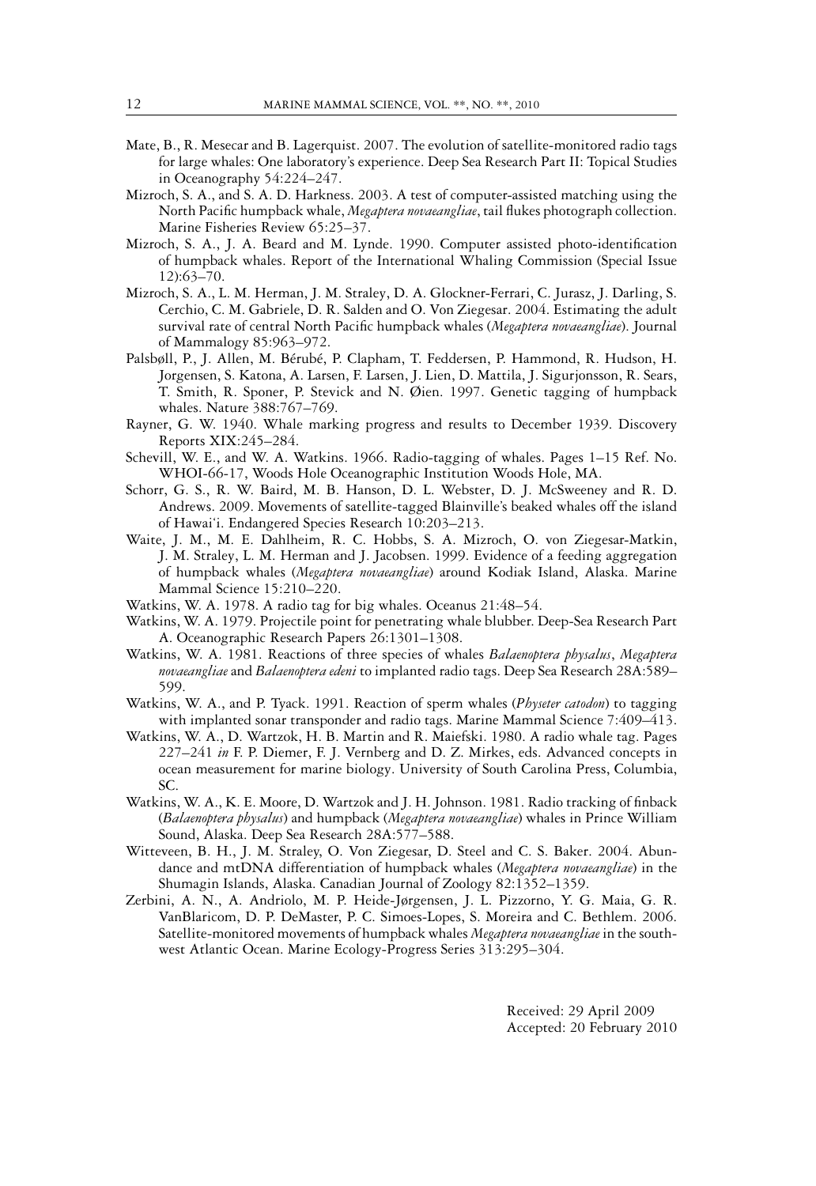Mate, B., R. Mesecar and B. Lagerquist. 2007. The evolution of satellite-monitored radio tags for large whales: One laboratory's experience. Deep Sea Research Part II: Topical Studies in Oceanography 54:224–247.

Mizroch, S. A., and S. A. D. Harkness. 2003. A test of computer-assisted matching using the North Pacific humpback whale, *Megaptera novaeangliae*, tail flukes photograph collection. Marine Fisheries Review 65:25–37.

Mizroch, S. A., J. A. Beard and M. Lynde. 1990. Computer assisted photo-identification of humpback whales. Report of the International Whaling Commission (Special Issue 12):63–70.

Mizroch, S. A., L. M. Herman, J. M. Straley, D. A. Glockner-Ferrari, C. Jurasz, J. Darling, S. Cerchio, C. M. Gabriele, D. R. Salden and O. Von Ziegesar. 2004. Estimating the adult survival rate of central North Pacific humpback whales (*Megaptera novaeangliae*). Journal of Mammalogy 85:963–972.

Palsbøll, P., J. Allen, M. Bérubé, P. Clapham, T. Feddersen, P. Hammond, R. Hudson, H. Jorgensen, S. Katona, A. Larsen, F. Larsen, J. Lien, D. Mattila, J. Sigurjonsson, R. Sears, T. Smith, R. Sponer, P. Stevick and N. Øien. 1997. Genetic tagging of humpback whales. Nature 388:767–769.

Rayner, G. W. 1940. Whale marking progress and results to December 1939. Discovery Reports XIX:245–284.

Schevill, W. E., and W. A. Watkins. 1966. Radio-tagging of whales. Pages 1–15 Ref. No. WHOI-66-17, Woods Hole Oceanographic Institution Woods Hole, MA.

Schorr, G. S., R. W. Baird, M. B. Hanson, D. L. Webster, D. J. McSweeney and R. D. Andrews. 2009. Movements of satellite-tagged Blainville's beaked whales off the island of Hawai'i. Endangered Species Research 10:203–213.

Waite, J. M., M. E. Dahlheim, R. C. Hobbs, S. A. Mizroch, O. von Ziegesar-Matkin, J. M. Straley, L. M. Herman and J. Jacobsen. 1999. Evidence of a feeding aggregation of humpback whales (*Megaptera novaeangliae*) around Kodiak Island, Alaska. Marine Mammal Science 15:210–220.

Watkins, W. A. 1978. A radio tag for big whales. Oceanus 21:48–54.

Watkins, W. A. 1979. Projectile point for penetrating whale blubber. Deep-Sea Research Part A. Oceanographic Research Papers 26:1301–1308.

Watkins, W. A. 1981. Reactions of three species of whales *Balaenoptera physalus*, *Megaptera novaeangliae* and *Balaenoptera edeni* to implanted radio tags. Deep Sea Research 28A:589–599.

Watkins, W. A., and P. Tyack. 1991. Reaction of sperm whales (*Physeter catodon*) to tagging with implanted sonar transponder and radio tags. Marine Mammal Science 7:409–413.

Watkins, W. A., D. Wartzok, H. B. Martin and R. Maiefski. 1980. A radio whale tag. Pages 227–241 *in* F. P. Diemer, F. J. Vernberg and D. Z. Mirkes, eds. Advanced concepts in ocean measurement for marine biology. University of South Carolina Press, Columbia, SC.

Watkins, W. A., K. E. Moore, D. Wartzok and J. H. Johnson. 1981. Radio tracking of finback (*Balaenoptera physalus*) and humpback (*Megaptera novaeangliae*) whales in Prince William Sound, Alaska. Deep Sea Research 28A:577–588.

Witteveen, B. H., J. M. Straley, O. Von Ziegesar, D. Steel and C. S. Baker. 2004. Abundance and mtDNA differentiation of humpback whales (*Megaptera novaeangliae*) in the Shumagin Islands, Alaska. Canadian Journal of Zoology 82:1352–1359.

Zerbini, A. N., A. Andriolo, M. P. Heide-Jørgensen, J. L. Pizzorno, Y. G. Maia, G. R. VanBlaricom, D. P. DeMaster, P. C. Simoes-Lopes, S. Moreira and C. Bethlem. 2006. Satellite-monitored movements of humpback whales *Megaptera novaeangliae* in the southwest Atlantic Ocean. Marine Ecology-Progress Series 313:295–304.

Received: 29 April 2009
Accepted: 20 February 2010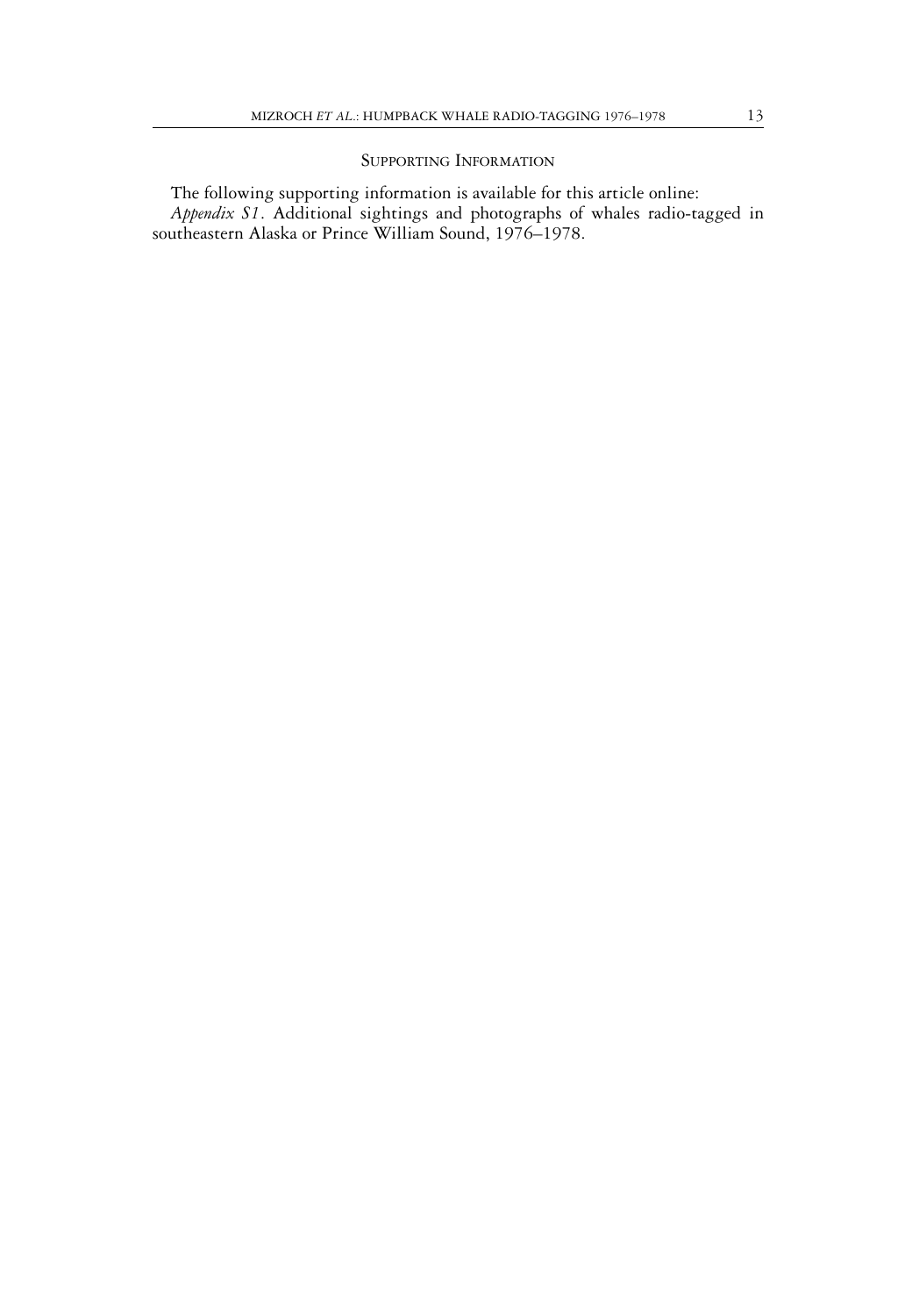## Supporting Information

The following supporting information is available for this article online:

*Appendix S1*. Additional sightings and photographs of whales radio-tagged in southeastern Alaska or Prince William Sound, 1976–1978.